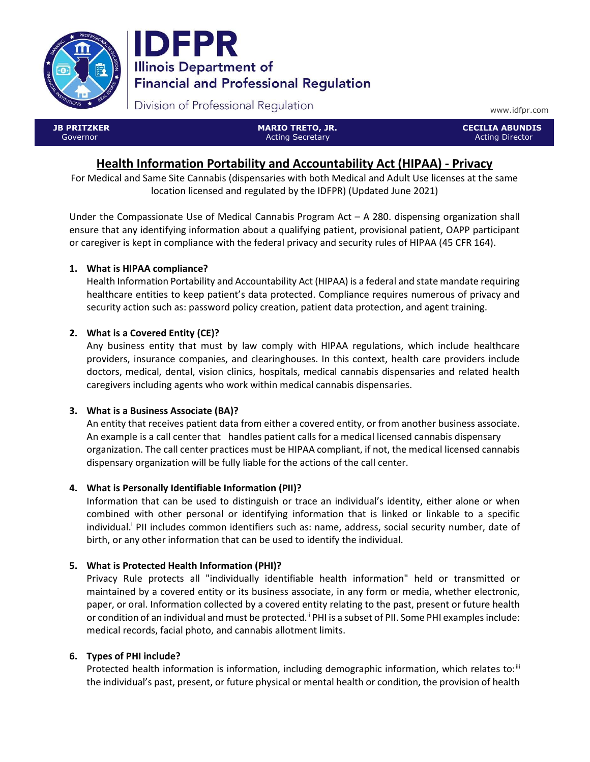# IDFPR

Illinois Department of Financial and Professional Regulation

Division of Professional Regulation

www.idfpr.com

| JB PRITZKER<br>Governor | MARIO TRETO, JR.<br>Acting Secretary | CECILIA ABUNDIS<br>Acting Director |
|---|---|---|

## Health Information Portability and Accountability Act (HIPAA) - Privacy

For Medical and Same Site Cannabis (dispensaries with both Medical and Adult Use licenses at the same location licensed and regulated by the IDFPR) (Updated June 2021)

Under the Compassionate Use of Medical Cannabis Program Act – A 280. dispensing organization shall ensure that any identifying information about a qualifying patient, provisional patient, OAPP participant or caregiver is kept in compliance with the federal privacy and security rules of HIPAA (45 CFR 164).

1. **What is HIPAA compliance?**
   Health Information Portability and Accountability Act (HIPAA) is a federal and state mandate requiring healthcare entities to keep patient's data protected. Compliance requires numerous of privacy and security action such as: password policy creation, patient data protection, and agent training.

2. **What is a Covered Entity (CE)?**
   Any business entity that must by law comply with HIPAA regulations, which include healthcare providers, insurance companies, and clearinghouses. In this context, health care providers include doctors, medical, dental, vision clinics, hospitals, medical cannabis dispensaries and related health caregivers including agents who work within medical cannabis dispensaries.

3. **What is a Business Associate (BA)?**
   An entity that receives patient data from either a covered entity, or from another business associate. An example is a call center that handles patient calls for a medical licensed cannabis dispensary organization. The call center practices must be HIPAA compliant, if not, the medical licensed cannabis dispensary organization will be fully liable for the actions of the call center.

4. **What is Personally Identifiable Information (PII)?**
   Information that can be used to distinguish or trace an individual's identity, either alone or when combined with other personal or identifying information that is linked or linkable to a specific individual.[i] PII includes common identifiers such as: name, address, social security number, date of birth, or any other information that can be used to identify the individual.

5. **What is Protected Health Information (PHI)?**
   Privacy Rule protects all "individually identifiable health information" held or transmitted or maintained by a covered entity or its business associate, in any form or media, whether electronic, paper, or oral. Information collected by a covered entity relating to the past, present or future health or condition of an individual and must be protected.[ii] PHI is a subset of PII. Some PHI examples include: medical records, facial photo, and cannabis allotment limits.

6. **Types of PHI include?**
   Protected health information is information, including demographic information, which relates to:[iii] the individual's past, present, or future physical or mental health or condition, the provision of health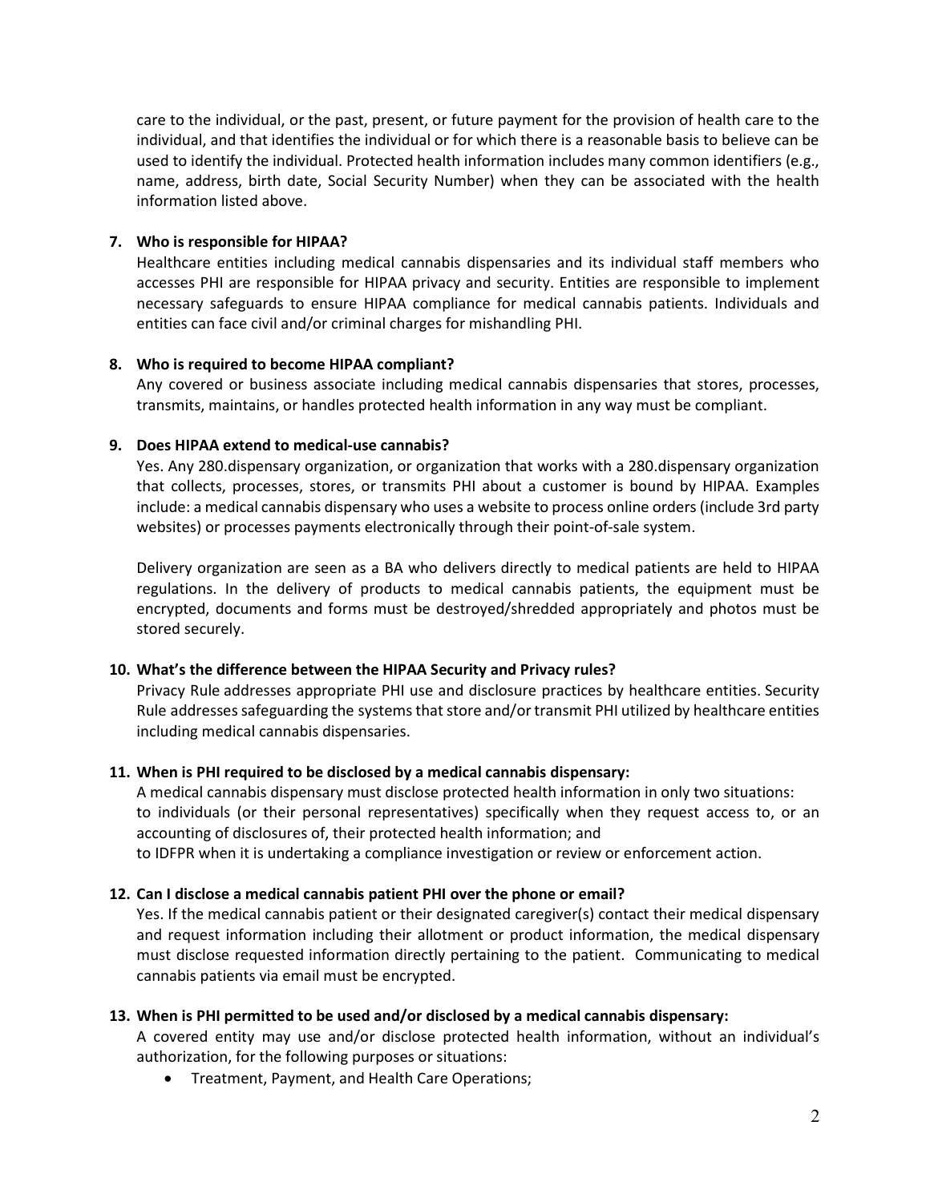care to the individual, or the past, present, or future payment for the provision of health care to the individual, and that identifies the individual or for which there is a reasonable basis to believe can be used to identify the individual. Protected health information includes many common identifiers (e.g., name, address, birth date, Social Security Number) when they can be associated with the health information listed above.

7. **Who is responsible for HIPAA?**
   Healthcare entities including medical cannabis dispensaries and its individual staff members who accesses PHI are responsible for HIPAA privacy and security. Entities are responsible to implement necessary safeguards to ensure HIPAA compliance for medical cannabis patients. Individuals and entities can face civil and/or criminal charges for mishandling PHI.

8. **Who is required to become HIPAA compliant?**
   Any covered or business associate including medical cannabis dispensaries that stores, processes, transmits, maintains, or handles protected health information in any way must be compliant.

9. **Does HIPAA extend to medical-use cannabis?**
   Yes. Any 280.dispensary organization, or organization that works with a 280.dispensary organization that collects, processes, stores, or transmits PHI about a customer is bound by HIPAA. Examples include: a medical cannabis dispensary who uses a website to process online orders (include 3rd party websites) or processes payments electronically through their point-of-sale system.

   Delivery organization are seen as a BA who delivers directly to medical patients are held to HIPAA regulations. In the delivery of products to medical cannabis patients, the equipment must be encrypted, documents and forms must be destroyed/shredded appropriately and photos must be stored securely.

10. **What's the difference between the HIPAA Security and Privacy rules?**
    Privacy Rule addresses appropriate PHI use and disclosure practices by healthcare entities. Security Rule addresses safeguarding the systems that store and/or transmit PHI utilized by healthcare entities including medical cannabis dispensaries.

11. **When is PHI required to be disclosed by a medical cannabis dispensary:**
    A medical cannabis dispensary must disclose protected health information in only two situations:
    to individuals (or their personal representatives) specifically when they request access to, or an accounting of disclosures of, their protected health information; and
    to IDFPR when it is undertaking a compliance investigation or review or enforcement action.

12. **Can I disclose a medical cannabis patient PHI over the phone or email?**
    Yes. If the medical cannabis patient or their designated caregiver(s) contact their medical dispensary and request information including their allotment or product information, the medical dispensary must disclose requested information directly pertaining to the patient. Communicating to medical cannabis patients via email must be encrypted.

13. **When is PHI permitted to be used and/or disclosed by a medical cannabis dispensary:**
    A covered entity may use and/or disclose protected health information, without an individual's authorization, for the following purposes or situations:
    - Treatment, Payment, and Health Care Operations;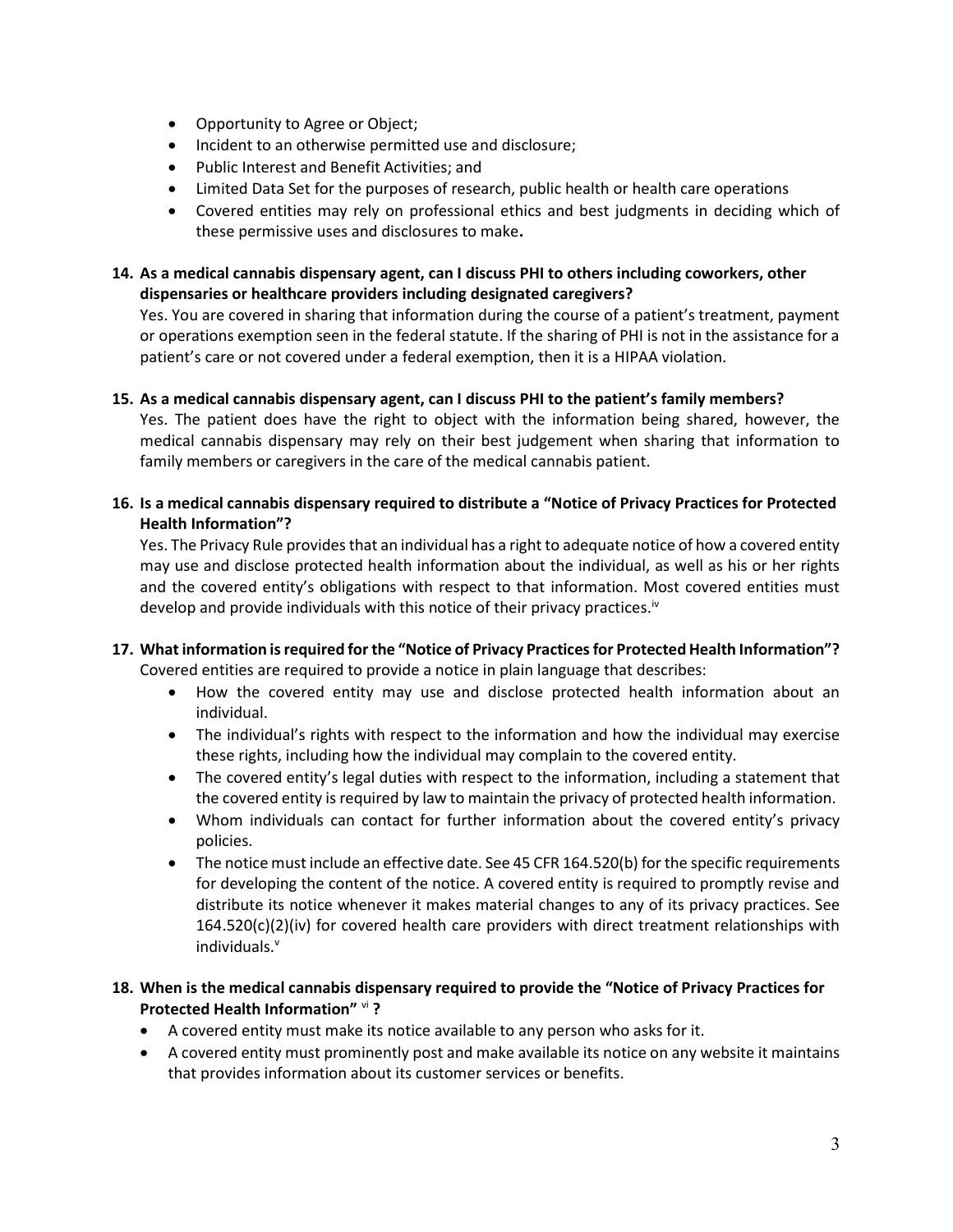- Opportunity to Agree or Object;
- Incident to an otherwise permitted use and disclosure;
- Public Interest and Benefit Activities; and
- Limited Data Set for the purposes of research, public health or health care operations
- Covered entities may rely on professional ethics and best judgments in deciding which of these permissive uses and disclosures to make**.**

**14. As a medical cannabis dispensary agent, can I discuss PHI to others including coworkers, other dispensaries or healthcare providers including designated caregivers?**

Yes. You are covered in sharing that information during the course of a patient's treatment, payment or operations exemption seen in the federal statute. If the sharing of PHI is not in the assistance for a patient's care or not covered under a federal exemption, then it is a HIPAA violation.

**15. As a medical cannabis dispensary agent, can I discuss PHI to the patient's family members?**

Yes. The patient does have the right to object with the information being shared, however, the medical cannabis dispensary may rely on their best judgement when sharing that information to family members or caregivers in the care of the medical cannabis patient.

**16. Is a medical cannabis dispensary required to distribute a "Notice of Privacy Practices for Protected Health Information"?**

Yes. The Privacy Rule provides that an individual has a right to adequate notice of how a covered entity may use and disclose protected health information about the individual, as well as his or her rights and the covered entity's obligations with respect to that information. Most covered entities must develop and provide individuals with this notice of their privacy practices.[iv]

**17. What information is required for the "Notice of Privacy Practices for Protected Health Information"?**

Covered entities are required to provide a notice in plain language that describes:

- How the covered entity may use and disclose protected health information about an individual.
- The individual's rights with respect to the information and how the individual may exercise these rights, including how the individual may complain to the covered entity.
- The covered entity's legal duties with respect to the information, including a statement that the covered entity is required by law to maintain the privacy of protected health information.
- Whom individuals can contact for further information about the covered entity's privacy policies.
- The notice must include an effective date. See 45 CFR 164.520(b) for the specific requirements for developing the content of the notice. A covered entity is required to promptly revise and distribute its notice whenever it makes material changes to any of its privacy practices. See 164.520(c)(2)(iv) for covered health care providers with direct treatment relationships with individuals.[v]

**18. When is the medical cannabis dispensary required to provide the "Notice of Privacy Practices for Protected Health Information"[vi]?**

- A covered entity must make its notice available to any person who asks for it.
- A covered entity must prominently post and make available its notice on any website it maintains that provides information about its customer services or benefits.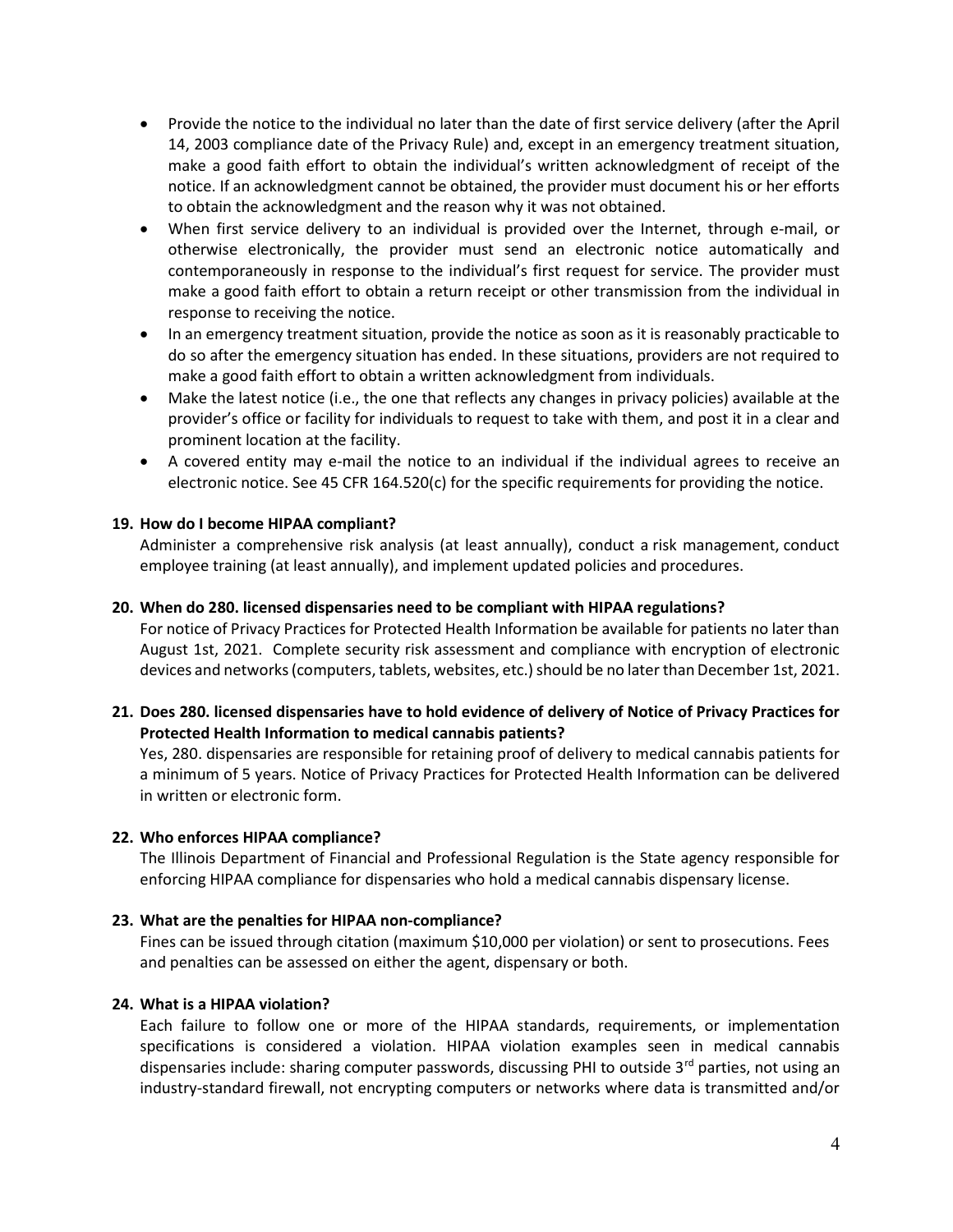- Provide the notice to the individual no later than the date of first service delivery (after the April 14, 2003 compliance date of the Privacy Rule) and, except in an emergency treatment situation, make a good faith effort to obtain the individual's written acknowledgment of receipt of the notice. If an acknowledgment cannot be obtained, the provider must document his or her efforts to obtain the acknowledgment and the reason why it was not obtained.
- When first service delivery to an individual is provided over the Internet, through e-mail, or otherwise electronically, the provider must send an electronic notice automatically and contemporaneously in response to the individual's first request for service. The provider must make a good faith effort to obtain a return receipt or other transmission from the individual in response to receiving the notice.
- In an emergency treatment situation, provide the notice as soon as it is reasonably practicable to do so after the emergency situation has ended. In these situations, providers are not required to make a good faith effort to obtain a written acknowledgment from individuals.
- Make the latest notice (i.e., the one that reflects any changes in privacy policies) available at the provider's office or facility for individuals to request to take with them, and post it in a clear and prominent location at the facility.
- A covered entity may e-mail the notice to an individual if the individual agrees to receive an electronic notice. See 45 CFR 164.520(c) for the specific requirements for providing the notice.

**19. How do I become HIPAA compliant?**

Administer a comprehensive risk analysis (at least annually), conduct a risk management, conduct employee training (at least annually), and implement updated policies and procedures.

**20. When do 280. licensed dispensaries need to be compliant with HIPAA regulations?**

For notice of Privacy Practices for Protected Health Information be available for patients no later than August 1st, 2021. Complete security risk assessment and compliance with encryption of electronic devices and networks (computers, tablets, websites, etc.) should be no later than December 1st, 2021.

**21. Does 280. licensed dispensaries have to hold evidence of delivery of Notice of Privacy Practices for Protected Health Information to medical cannabis patients?**

Yes, 280. dispensaries are responsible for retaining proof of delivery to medical cannabis patients for a minimum of 5 years. Notice of Privacy Practices for Protected Health Information can be delivered in written or electronic form.

**22. Who enforces HIPAA compliance?**

The Illinois Department of Financial and Professional Regulation is the State agency responsible for enforcing HIPAA compliance for dispensaries who hold a medical cannabis dispensary license.

**23. What are the penalties for HIPAA non-compliance?**

Fines can be issued through citation (maximum $10,000 per violation) or sent to prosecutions. Fees and penalties can be assessed on either the agent, dispensary or both.

**24. What is a HIPAA violation?**

Each failure to follow one or more of the HIPAA standards, requirements, or implementation specifications is considered a violation. HIPAA violation examples seen in medical cannabis dispensaries include: sharing computer passwords, discussing PHI to outside 3rd parties, not using an industry-standard firewall, not encrypting computers or networks where data is transmitted and/or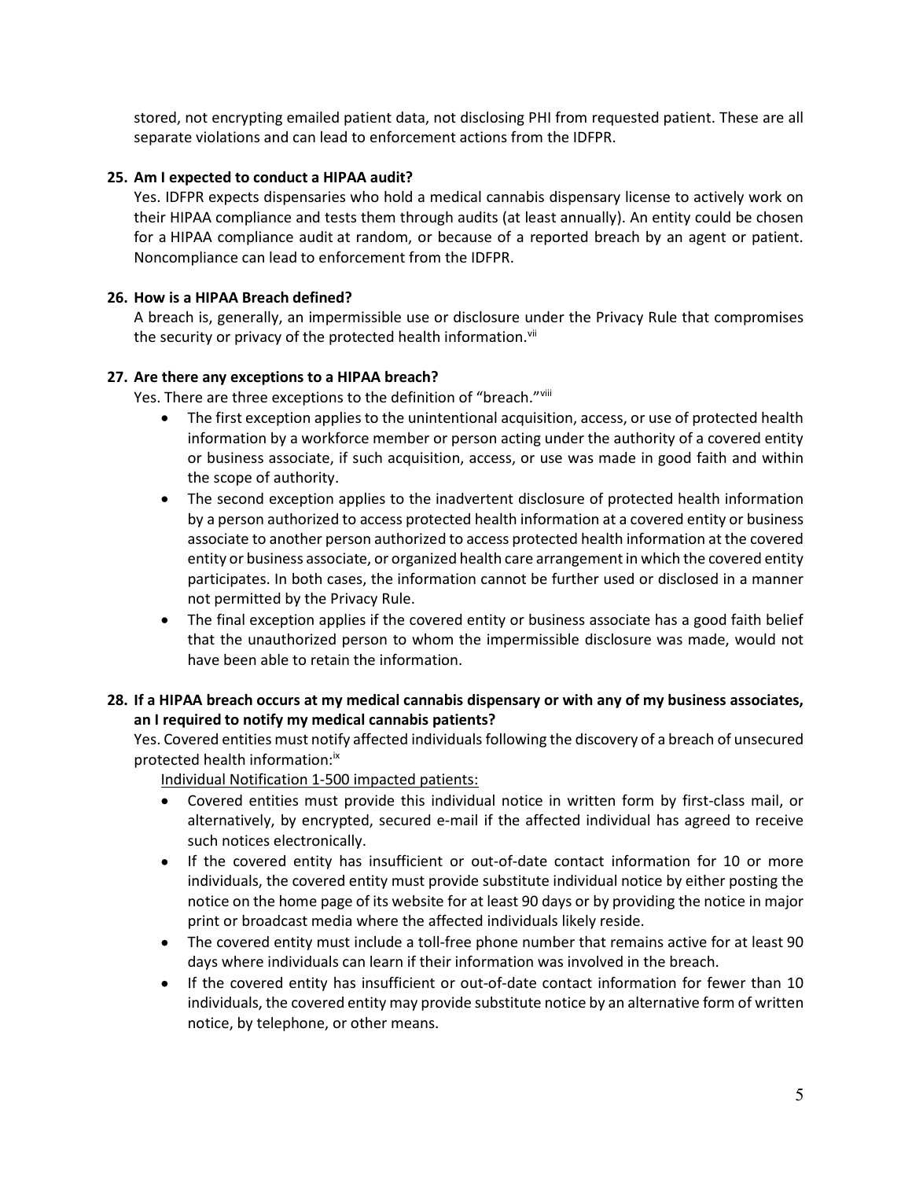stored, not encrypting emailed patient data, not disclosing PHI from requested patient. These are all separate violations and can lead to enforcement actions from the IDFPR.

**25. Am I expected to conduct a HIPAA audit?**

Yes. IDFPR expects dispensaries who hold a medical cannabis dispensary license to actively work on their HIPAA compliance and tests them through audits (at least annually). An entity could be chosen for a HIPAA compliance audit at random, or because of a reported breach by an agent or patient. Noncompliance can lead to enforcement from the IDFPR.

**26. How is a HIPAA Breach defined?**

A breach is, generally, an impermissible use or disclosure under the Privacy Rule that compromises the security or privacy of the protected health information.[vii]

**27. Are there any exceptions to a HIPAA breach?**

Yes. There are three exceptions to the definition of "breach."[viii]

- The first exception applies to the unintentional acquisition, access, or use of protected health information by a workforce member or person acting under the authority of a covered entity or business associate, if such acquisition, access, or use was made in good faith and within the scope of authority.
- The second exception applies to the inadvertent disclosure of protected health information by a person authorized to access protected health information at a covered entity or business associate to another person authorized to access protected health information at the covered entity or business associate, or organized health care arrangement in which the covered entity participates. In both cases, the information cannot be further used or disclosed in a manner not permitted by the Privacy Rule.
- The final exception applies if the covered entity or business associate has a good faith belief that the unauthorized person to whom the impermissible disclosure was made, would not have been able to retain the information.

**28. If a HIPAA breach occurs at my medical cannabis dispensary or with any of my business associates, an I required to notify my medical cannabis patients?**

Yes. Covered entities must notify affected individuals following the discovery of a breach of unsecured protected health information:[ix]

Individual Notification 1-500 impacted patients:

- Covered entities must provide this individual notice in written form by first-class mail, or alternatively, by encrypted, secured e-mail if the affected individual has agreed to receive such notices electronically.
- If the covered entity has insufficient or out-of-date contact information for 10 or more individuals, the covered entity must provide substitute individual notice by either posting the notice on the home page of its website for at least 90 days or by providing the notice in major print or broadcast media where the affected individuals likely reside.
- The covered entity must include a toll-free phone number that remains active for at least 90 days where individuals can learn if their information was involved in the breach.
- If the covered entity has insufficient or out-of-date contact information for fewer than 10 individuals, the covered entity may provide substitute notice by an alternative form of written notice, by telephone, or other means.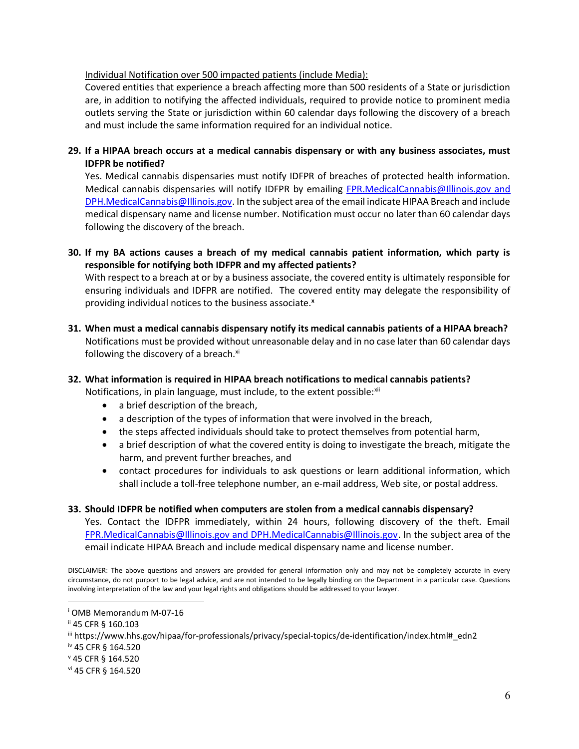Individual Notification over 500 impacted patients (include Media):

Covered entities that experience a breach affecting more than 500 residents of a State or jurisdiction are, in addition to notifying the affected individuals, required to provide notice to prominent media outlets serving the State or jurisdiction within 60 calendar days following the discovery of a breach and must include the same information required for an individual notice.

**29. If a HIPAA breach occurs at a medical cannabis dispensary or with any business associates, must IDFPR be notified?**

Yes. Medical cannabis dispensaries must notify IDFPR of breaches of protected health information. Medical cannabis dispensaries will notify IDFPR by emailing FPR.MedicalCannabis@Illinois.gov and DPH.MedicalCannabis@Illinois.gov. In the subject area of the email indicate HIPAA Breach and include medical dispensary name and license number. Notification must occur no later than 60 calendar days following the discovery of the breach.

**30. If my BA actions causes a breach of my medical cannabis patient information, which party is responsible for notifying both IDFPR and my affected patients?**

With respect to a breach at or by a business associate, the covered entity is ultimately responsible for ensuring individuals and IDFPR are notified. The covered entity may delegate the responsibility of providing individual notices to the business associate.[x]

**31. When must a medical cannabis dispensary notify its medical cannabis patients of a HIPAA breach?**

Notifications must be provided without unreasonable delay and in no case later than 60 calendar days following the discovery of a breach.[xi]

**32. What information is required in HIPAA breach notifications to medical cannabis patients?**

Notifications, in plain language, must include, to the extent possible:[xii]

- a brief description of the breach,
- a description of the types of information that were involved in the breach,
- the steps affected individuals should take to protect themselves from potential harm,
- a brief description of what the covered entity is doing to investigate the breach, mitigate the harm, and prevent further breaches, and
- contact procedures for individuals to ask questions or learn additional information, which shall include a toll-free telephone number, an e-mail address, Web site, or postal address.

**33. Should IDFPR be notified when computers are stolen from a medical cannabis dispensary?**

Yes. Contact the IDFPR immediately, within 24 hours, following discovery of the theft. Email FPR.MedicalCannabis@Illinois.gov and DPH.MedicalCannabis@Illinois.gov. In the subject area of the email indicate HIPAA Breach and include medical dispensary name and license number.

DISCLAIMER: The above questions and answers are provided for general information only and may not be completely accurate in every circumstance, do not purport to be legal advice, and are not intended to be legally binding on the Department in a particular case. Questions involving interpretation of the law and your legal rights and obligations should be addressed to your lawyer.

---

[i] OMB Memorandum M-07-16

[ii] 45 CFR § 160.103

[iii] https://www.hhs.gov/hipaa/for-professionals/privacy/special-topics/de-identification/index.html#_edn2

[iv] 45 CFR § 164.520

[v] 45 CFR § 164.520

[vi] 45 CFR § 164.520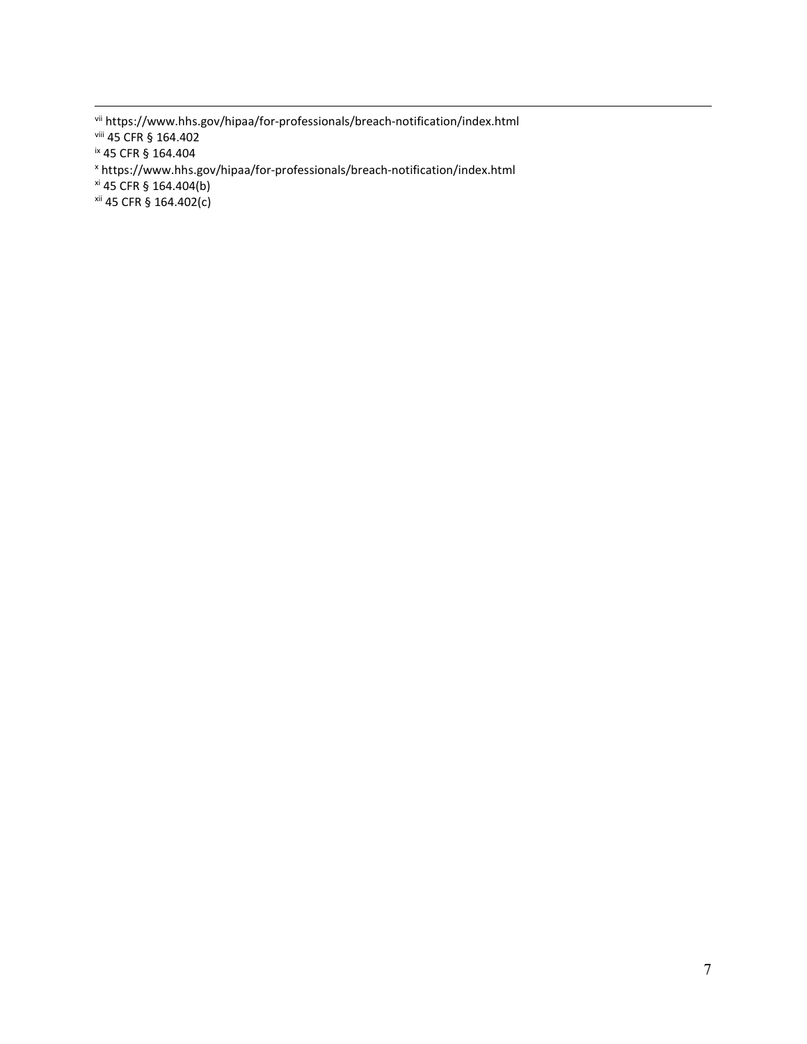[vii] https://www.hhs.gov/hipaa/for-professionals/breach-notification/index.html
[viii] 45 CFR § 164.402
[ix] 45 CFR § 164.404
[x] https://www.hhs.gov/hipaa/for-professionals/breach-notification/index.html
[xi] 45 CFR § 164.404(b)
[xii] 45 CFR § 164.402(c)